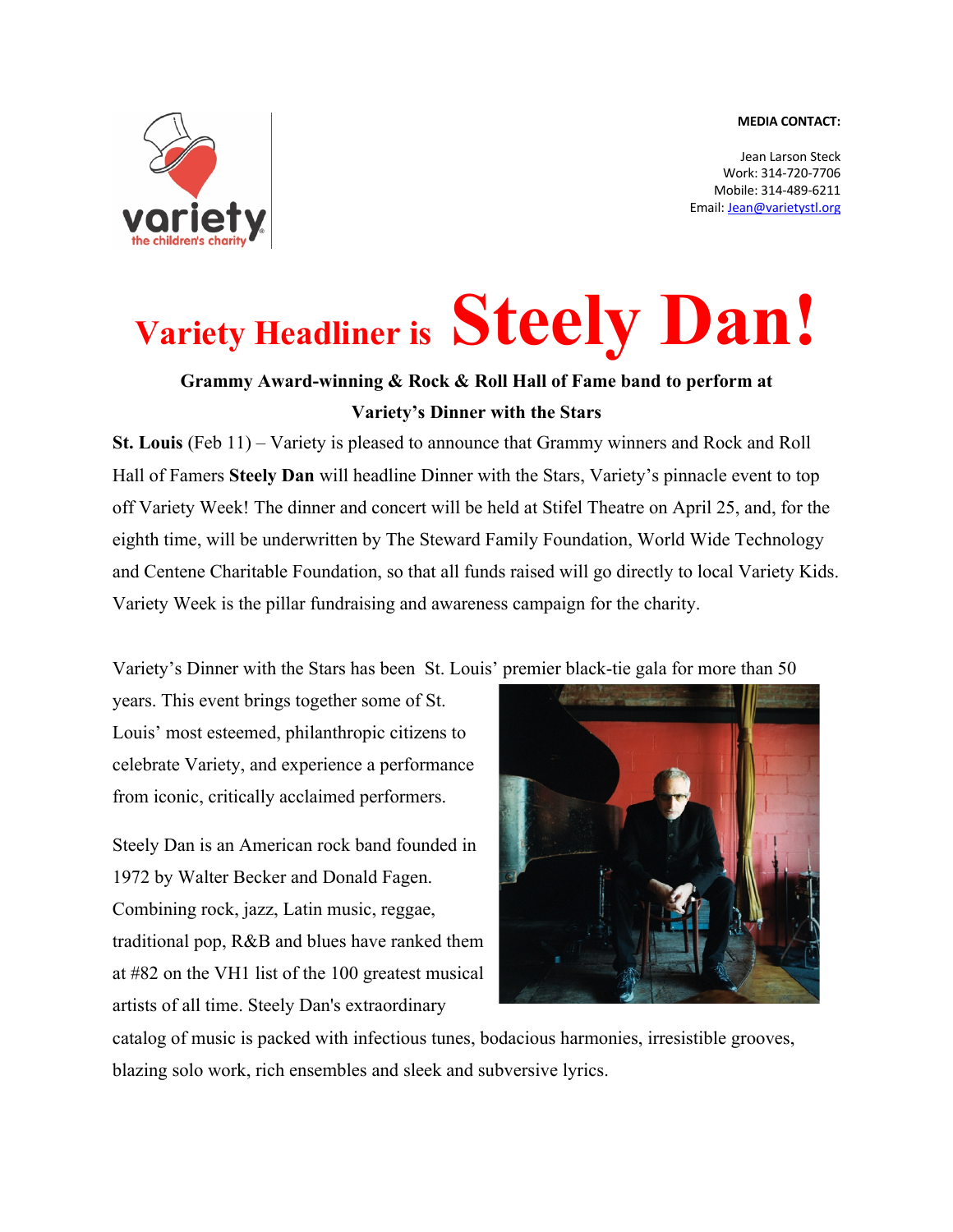**MEDIA CONTACT:**

Jean Larson Steck
Work: 314-720-7706
Mobile: 314-489-6211
Email: Jean@varietystl.org

# Variety Headliner is Steely Dan!

**Grammy Award-winning & Rock & Roll Hall of Fame band to perform at Variety's Dinner with the Stars**

**St. Louis** (Feb 11) – Variety is pleased to announce that Grammy winners and Rock and Roll Hall of Famers **Steely Dan** will headline Dinner with the Stars, Variety's pinnacle event to top off Variety Week! The dinner and concert will be held at Stifel Theatre on April 25, and, for the eighth time, will be underwritten by The Steward Family Foundation, World Wide Technology and Centene Charitable Foundation, so that all funds raised will go directly to local Variety Kids. Variety Week is the pillar fundraising and awareness campaign for the charity.

Variety's Dinner with the Stars has been St. Louis' premier black-tie gala for more than 50 years. This event brings together some of St. Louis' most esteemed, philanthropic citizens to celebrate Variety, and experience a performance from iconic, critically acclaimed performers.

Steely Dan is an American rock band founded in 1972 by Walter Becker and Donald Fagen. Combining rock, jazz, Latin music, reggae, traditional pop, R&B and blues have ranked them at #82 on the VH1 list of the 100 greatest musical artists of all time. Steely Dan's extraordinary catalog of music is packed with infectious tunes, bodacious harmonies, irresistible grooves, blazing solo work, rich ensembles and sleek and subversive lyrics.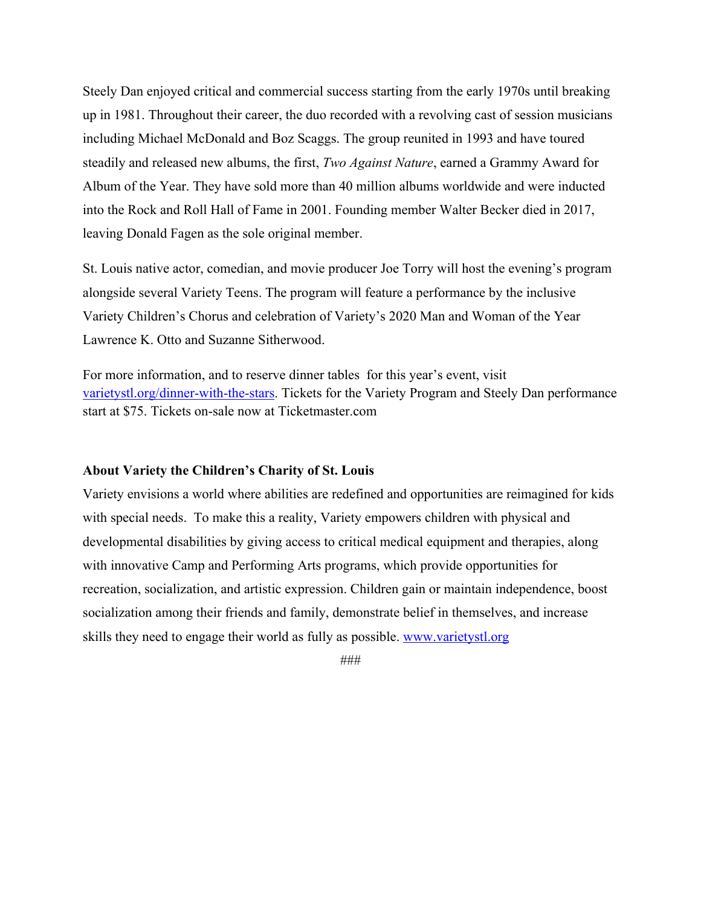Steely Dan enjoyed critical and commercial success starting from the early 1970s until breaking up in 1981. Throughout their career, the duo recorded with a revolving cast of session musicians including Michael McDonald and Boz Scaggs. The group reunited in 1993 and have toured steadily and released new albums, the first, *Two Against Nature*, earned a Grammy Award for Album of the Year. They have sold more than 40 million albums worldwide and were inducted into the Rock and Roll Hall of Fame in 2001. Founding member Walter Becker died in 2017, leaving Donald Fagen as the sole original member.

St. Louis native actor, comedian, and movie producer Joe Torry will host the evening's program alongside several Variety Teens. The program will feature a performance by the inclusive Variety Children's Chorus and celebration of Variety's 2020 Man and Woman of the Year Lawrence K. Otto and Suzanne Sitherwood.

For more information, and to reserve dinner tables for this year's event, visit [varietystl.org/dinner-with-the-stars](varietystl.org/dinner-with-the-stars). Tickets for the Variety Program and Steely Dan performance start at $75. Tickets on-sale now at Ticketmaster.com

**About Variety the Children's Charity of St. Louis**

Variety envisions a world where abilities are redefined and opportunities are reimagined for kids with special needs. To make this a reality, Variety empowers children with physical and developmental disabilities by giving access to critical medical equipment and therapies, along with innovative Camp and Performing Arts programs, which provide opportunities for recreation, socialization, and artistic expression. Children gain or maintain independence, boost socialization among their friends and family, demonstrate belief in themselves, and increase skills they need to engage their world as fully as possible. [www.varietystl.org](www.varietystl.org)

###